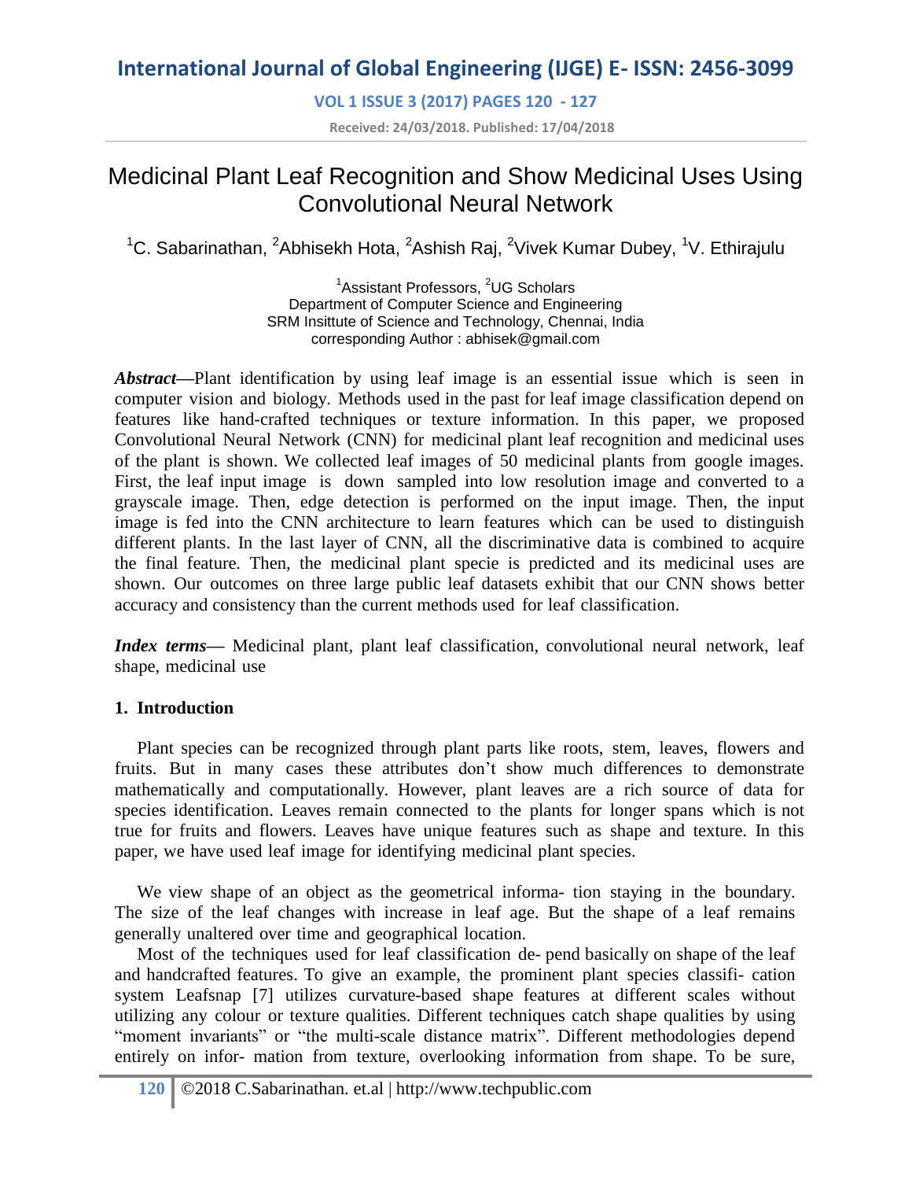# Medicinal Plant Leaf Recognition and Show Medicinal Uses Using Convolutional Neural Network

[1]C. Sabarinathan, [2]Abhisekh Hota, [2]Ashish Raj, [2]Vivek Kumar Dubey, [1]V. Ethirajulu

[1]Assistant Professors, [2]UG Scholars
Department of Computer Science and Engineering
SRM Insittute of Science and Technology, Chennai, India
corresponding Author : abhisek@gmail.com

***Abstract*—**Plant identification by using leaf image is an essential issue which is seen in computer vision and biology. Methods used in the past for leaf image classification depend on features like hand-crafted techniques or texture information. In this paper, we proposed Convolutional Neural Network (CNN) for medicinal plant leaf recognition and medicinal uses of the plant is shown. We collected leaf images of 50 medicinal plants from google images. First, the leaf input image is down sampled into low resolution image and converted to a grayscale image. Then, edge detection is performed on the input image. Then, the input image is fed into the CNN architecture to learn features which can be used to distinguish different plants. In the last layer of CNN, all the discriminative data is combined to acquire the final feature. Then, the medicinal plant specie is predicted and its medicinal uses are shown. Our outcomes on three large public leaf datasets exhibit that our CNN shows better accuracy and consistency than the current methods used for leaf classification.

***Index terms*—** Medicinal plant, plant leaf classification, convolutional neural network, leaf shape, medicinal use

## 1. Introduction

Plant species can be recognized through plant parts like roots, stem, leaves, flowers and fruits. But in many cases these attributes don't show much differences to demonstrate mathematically and computationally. However, plant leaves are a rich source of data for species identification. Leaves remain connected to the plants for longer spans which is not true for fruits and flowers. Leaves have unique features such as shape and texture. In this paper, we have used leaf image for identifying medicinal plant species.

We view shape of an object as the geometrical informa- tion staying in the boundary. The size of the leaf changes with increase in leaf age. But the shape of a leaf remains generally unaltered over time and geographical location.

Most of the techniques used for leaf classification de- pend basically on shape of the leaf and handcrafted features. To give an example, the prominent plant species classifi- cation system Leafsnap [7] utilizes curvature-based shape features at different scales without utilizing any colour or texture qualities. Different techniques catch shape qualities by using "moment invariants" or "the multi-scale distance matrix". Different methodologies depend entirely on infor- mation from texture, overlooking information from shape. To be sure,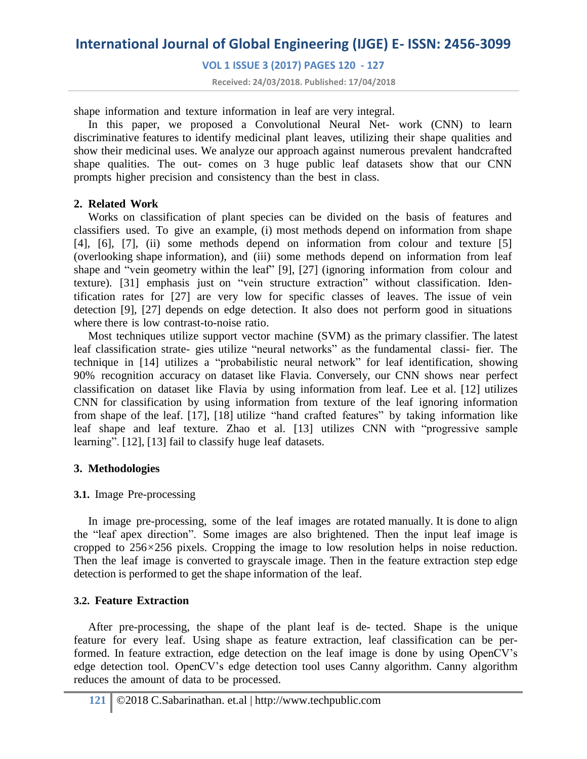shape information and texture information in leaf are very integral.

In this paper, we proposed a Convolutional Neural Net- work (CNN) to learn discriminative features to identify medicinal plant leaves, utilizing their shape qualities and show their medicinal uses. We analyze our approach against numerous prevalent handcrafted shape qualities. The out- comes on 3 huge public leaf datasets show that our CNN prompts higher precision and consistency than the best in class.

## 2. Related Work

Works on classification of plant species can be divided on the basis of features and classifiers used. To give an example, (i) most methods depend on information from shape [4], [6], [7], (ii) some methods depend on information from colour and texture [5] (overlooking shape information), and (iii) some methods depend on information from leaf shape and "vein geometry within the leaf" [9], [27] (ignoring information from colour and texture). [31] emphasis just on "vein structure extraction" without classification. Identification rates for [27] are very low for specific classes of leaves. The issue of vein detection [9], [27] depends on edge detection. It also does not perform good in situations where there is low contrast-to-noise ratio.

Most techniques utilize support vector machine (SVM) as the primary classifier. The latest leaf classification strate- gies utilize "neural networks" as the fundamental classi- fier. The technique in [14] utilizes a "probabilistic neural network" for leaf identification, showing 90% recognition accuracy on dataset like Flavia. Conversely, our CNN shows near perfect classification on dataset like Flavia by using information from leaf. Lee et al. [12] utilizes CNN for classification by using information from texture of the leaf ignoring information from shape of the leaf. [17], [18] utilize "hand crafted features" by taking information like leaf shape and leaf texture. Zhao et al. [13] utilizes CNN with "progressive sample learning". [12], [13] fail to classify huge leaf datasets.

## 3. Methodologies

### 3.1. Image Pre-processing

In image pre-processing, some of the leaf images are rotated manually. It is done to align the "leaf apex direction". Some images are also brightened. Then the input leaf image is cropped to 256×256 pixels. Cropping the image to low resolution helps in noise reduction. Then the leaf image is converted to grayscale image. Then in the feature extraction step edge detection is performed to get the shape information of the leaf.

### 3.2. Feature Extraction

After pre-processing, the shape of the plant leaf is de- tected. Shape is the unique feature for every leaf. Using shape as feature extraction, leaf classification can be per- formed. In feature extraction, edge detection on the leaf image is done by using OpenCV's edge detection tool. OpenCV's edge detection tool uses Canny algorithm. Canny algorithm reduces the amount of data to be processed.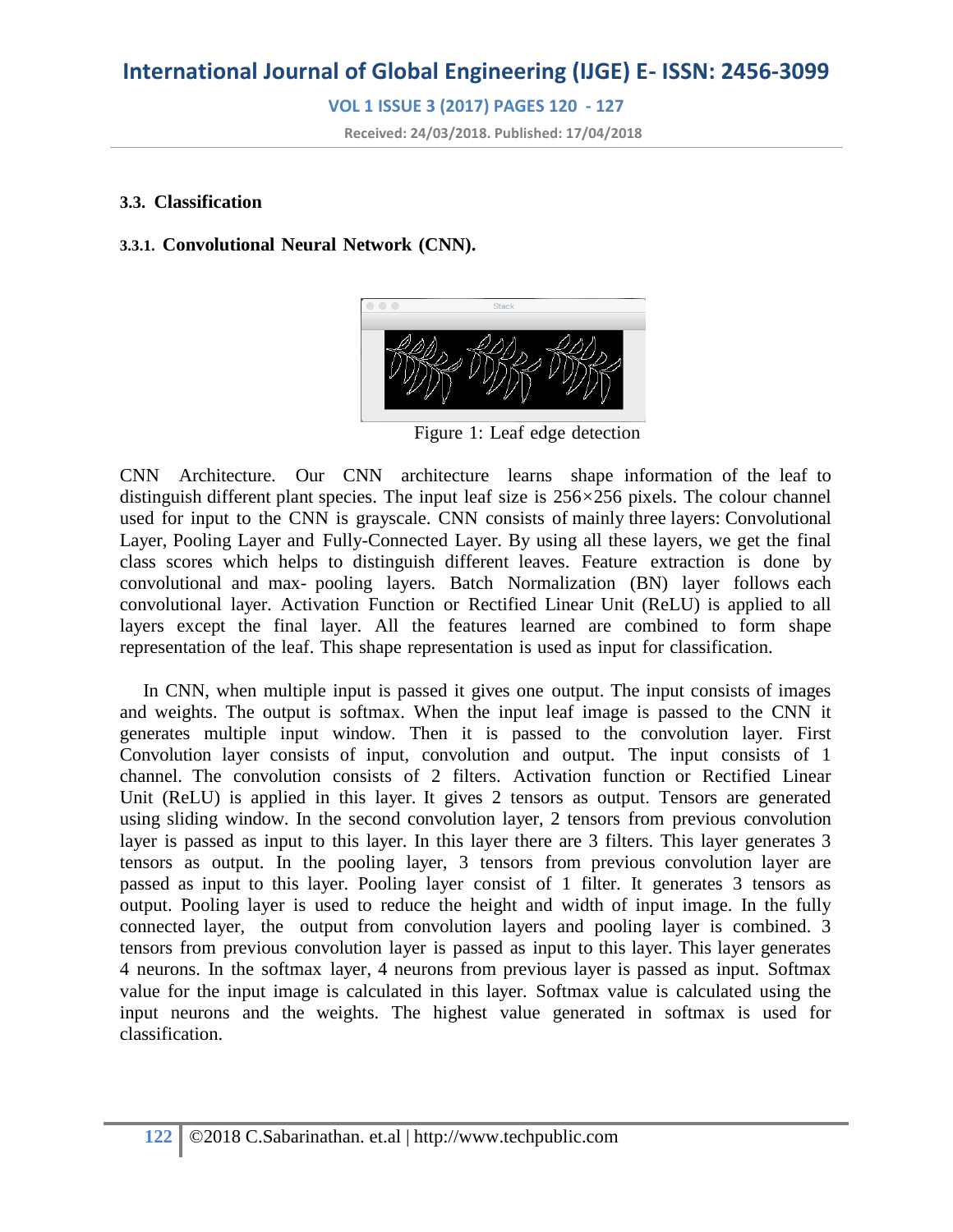### 3.3. Classification

#### 3.3.1. Convolutional Neural Network (CNN).

Figure 1: Leaf edge detection

CNN Architecture. Our CNN architecture learns shape information of the leaf to distinguish different plant species. The input leaf size is 256×256 pixels. The colour channel used for input to the CNN is grayscale. CNN consists of mainly three layers: Convolutional Layer, Pooling Layer and Fully-Connected Layer. By using all these layers, we get the final class scores which helps to distinguish different leaves. Feature extraction is done by convolutional and max- pooling layers. Batch Normalization (BN) layer follows each convolutional layer. Activation Function or Rectified Linear Unit (ReLU) is applied to all layers except the final layer. All the features learned are combined to form shape representation of the leaf. This shape representation is used as input for classification.

In CNN, when multiple input is passed it gives one output. The input consists of images and weights. The output is softmax. When the input leaf image is passed to the CNN it generates multiple input window. Then it is passed to the convolution layer. First Convolution layer consists of input, convolution and output. The input consists of 1 channel. The convolution consists of 2 filters. Activation function or Rectified Linear Unit (ReLU) is applied in this layer. It gives 2 tensors as output. Tensors are generated using sliding window. In the second convolution layer, 2 tensors from previous convolution layer is passed as input to this layer. In this layer there are 3 filters. This layer generates 3 tensors as output. In the pooling layer, 3 tensors from previous convolution layer are passed as input to this layer. Pooling layer consist of 1 filter. It generates 3 tensors as output. Pooling layer is used to reduce the height and width of input image. In the fully connected layer, the output from convolution layers and pooling layer is combined. 3 tensors from previous convolution layer is passed as input to this layer. This layer generates 4 neurons. In the softmax layer, 4 neurons from previous layer is passed as input. Softmax value for the input image is calculated in this layer. Softmax value is calculated using the input neurons and the weights. The highest value generated in softmax is used for classification.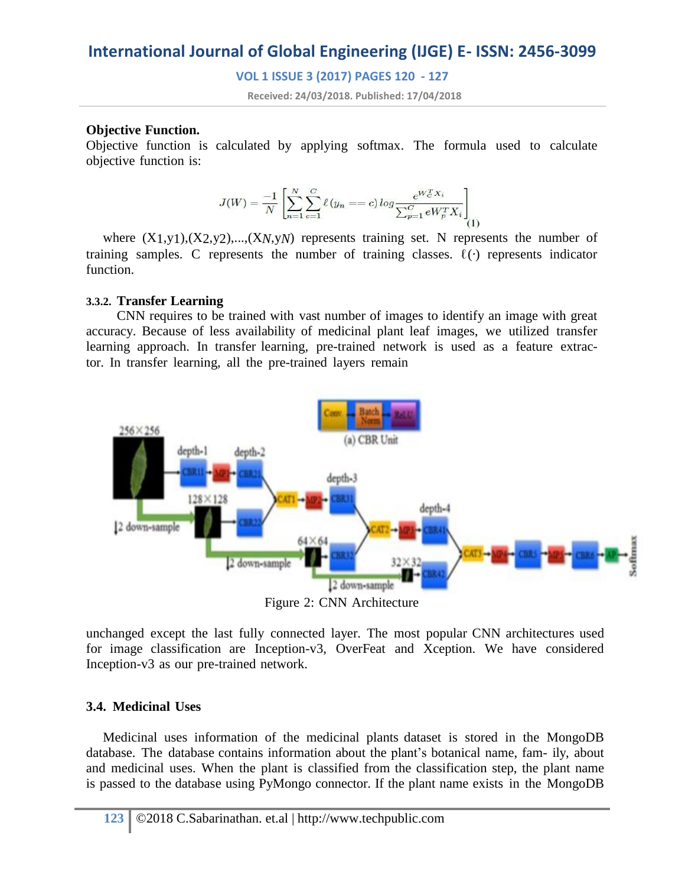**Objective Function.**

Objective function is calculated by applying softmax. The formula used to calculate objective function is:

$$J(W) = \frac{-1}{N}\left[\sum_{n=1}^{N}\sum_{c=1}^{C}\ell\left(y_n == c\right) log \frac{e^{W_c^T X_i}}{\sum_{p=1}^{C} e W_p^T X_i}\right] \quad (1)$$

where $(X_1,y_1),(X_2,y_2),...,(X_N,y_N)$ represents training set. N represents the number of training samples. C represents the number of training classes. $\ell(\cdot)$ represents indicator function.

### 3.3.2. Transfer Learning

CNN requires to be trained with vast number of images to identify an image with great accuracy. Because of less availability of medicinal plant leaf images, we utilized transfer learning approach. In transfer learning, pre-trained network is used as a feature extractor. In transfer learning, all the pre-trained layers remain unchanged except the last fully connected layer. The most popular CNN architectures used for image classification are Inception-v3, OverFeat and Xception. We have considered Inception-v3 as our pre-trained network.

Figure 2: CNN Architecture

## 3.4. Medicinal Uses

Medicinal uses information of the medicinal plants dataset is stored in the MongoDB database. The database contains information about the plant's botanical name, fam- ily, about and medicinal uses. When the plant is classified from the classification step, the plant name is passed to the database using PyMongo connector. If the plant name exists in the MongoDB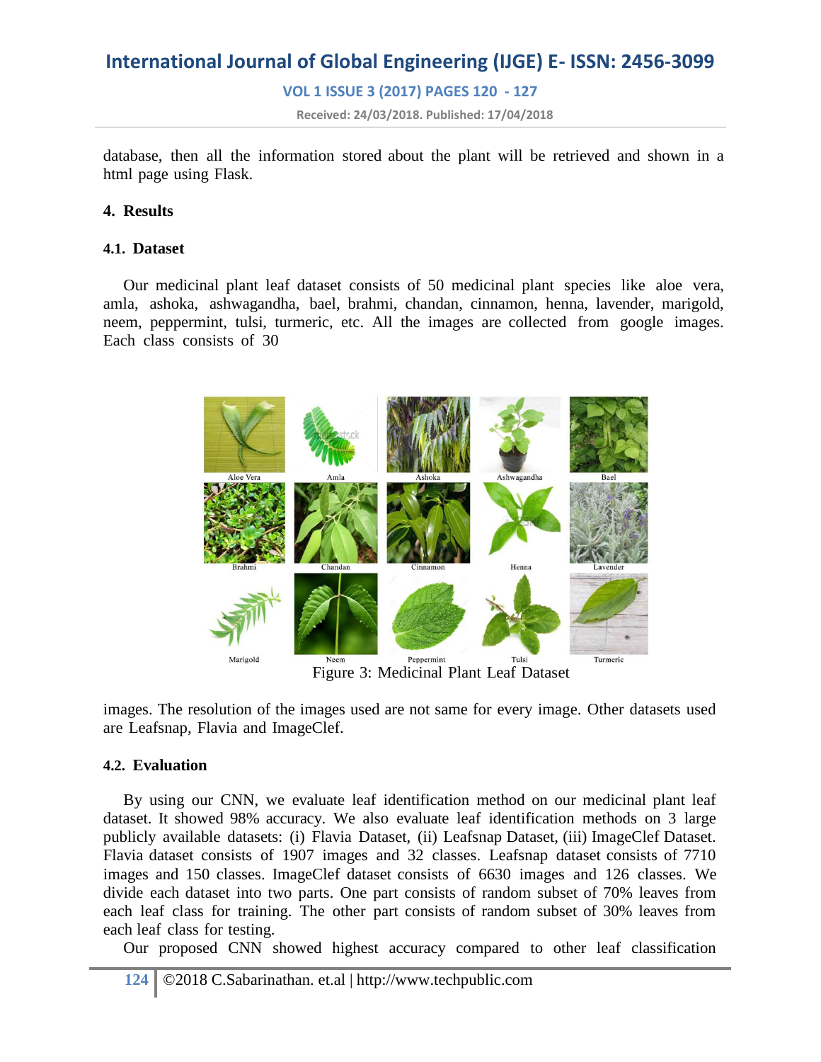database, then all the information stored about the plant will be retrieved and shown in a html page using Flask.

## 4. Results

### 4.1. Dataset

Our medicinal plant leaf dataset consists of 50 medicinal plant species like aloe vera, amla, ashoka, ashwagandha, bael, brahmi, chandan, cinnamon, henna, lavender, marigold, neem, peppermint, tulsi, turmeric, etc. All the images are collected from google images. Each class consists of 30

Figure 3: Medicinal Plant Leaf Dataset

images. The resolution of the images used are not same for every image. Other datasets used are Leafsnap, Flavia and ImageClef.

### 4.2. Evaluation

By using our CNN, we evaluate leaf identification method on our medicinal plant leaf dataset. It showed 98% accuracy. We also evaluate leaf identification methods on 3 large publicly available datasets: (i) Flavia Dataset, (ii) Leafsnap Dataset, (iii) ImageClef Dataset. Flavia dataset consists of 1907 images and 32 classes. Leafsnap dataset consists of 7710 images and 150 classes. ImageClef dataset consists of 6630 images and 126 classes. We divide each dataset into two parts. One part consists of random subset of 70% leaves from each leaf class for training. The other part consists of random subset of 30% leaves from each leaf class for testing.

Our proposed CNN showed highest accuracy compared to other leaf classification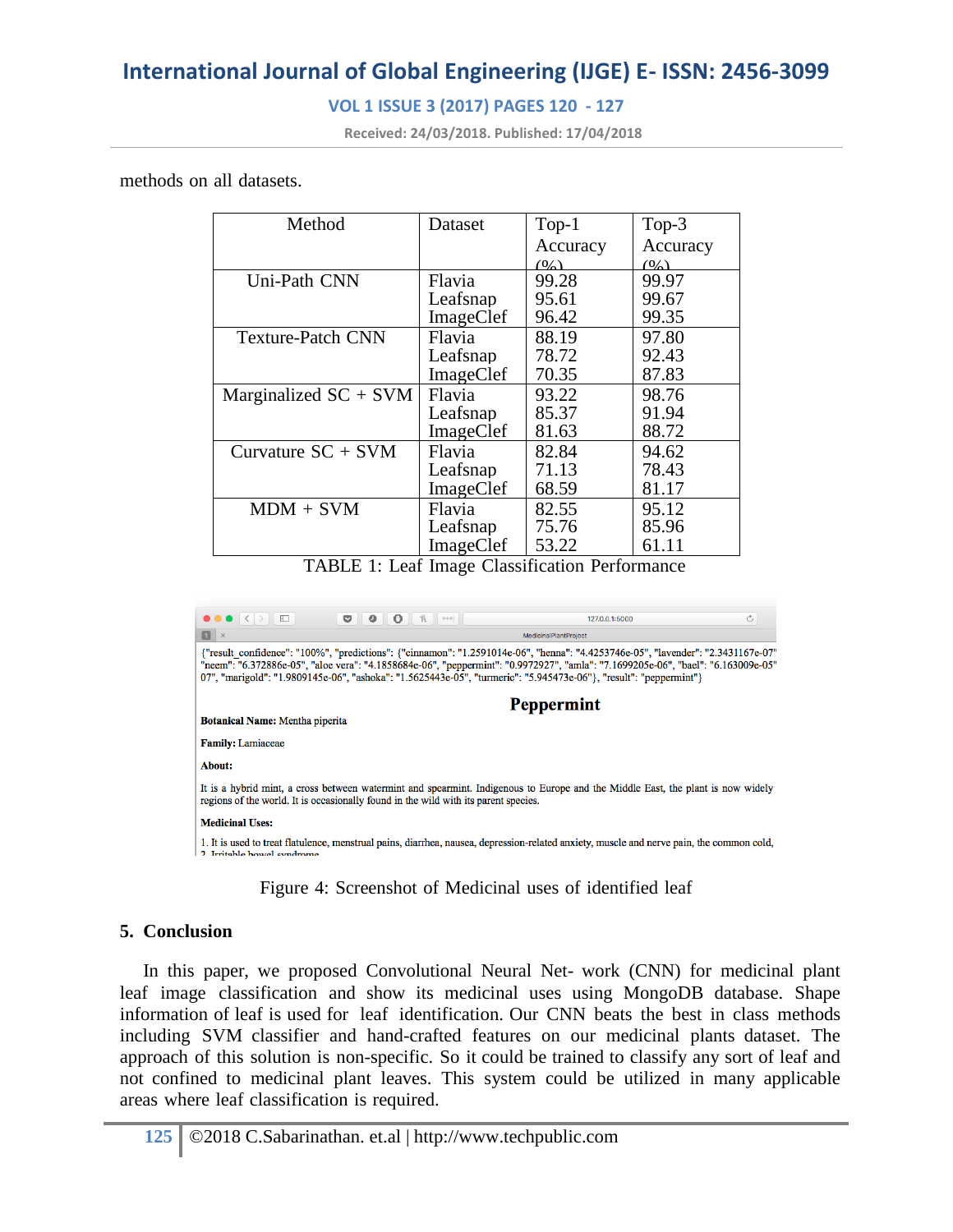methods on all datasets.

| Method | Dataset | Top-1 Accuracy (%) | Top-3 Accuracy (%) |
|---|---|---|---|
| Uni-Path CNN | Flavia | 99.28 | 99.97 |
| | Leafsnap | 95.61 | 99.67 |
| | ImageClef | 96.42 | 99.35 |
| Texture-Patch CNN | Flavia | 88.19 | 97.80 |
| | Leafsnap | 78.72 | 92.43 |
| | ImageClef | 70.35 | 87.83 |
| Marginalized SC + SVM | Flavia | 93.22 | 98.76 |
| | Leafsnap | 85.37 | 91.94 |
| | ImageClef | 81.63 | 88.72 |
| Curvature SC + SVM | Flavia | 82.84 | 94.62 |
| | Leafsnap | 71.13 | 78.43 |
| | ImageClef | 68.59 | 81.17 |
| MDM + SVM | Flavia | 82.55 | 95.12 |
| | Leafsnap | 75.76 | 85.96 |
| | ImageClef | 53.22 | 61.11 |

TABLE 1: Leaf Image Classification Performance

Figure 4: Screenshot of Medicinal uses of identified leaf

## 5. Conclusion

In this paper, we proposed Convolutional Neural Net- work (CNN) for medicinal plant leaf image classification and show its medicinal uses using MongoDB database. Shape information of leaf is used for leaf identification. Our CNN beats the best in class methods including SVM classifier and hand-crafted features on our medicinal plants dataset. The approach of this solution is non-specific. So it could be trained to classify any sort of leaf and not confined to medicinal plant leaves. This system could be utilized in many applicable areas where leaf classification is required.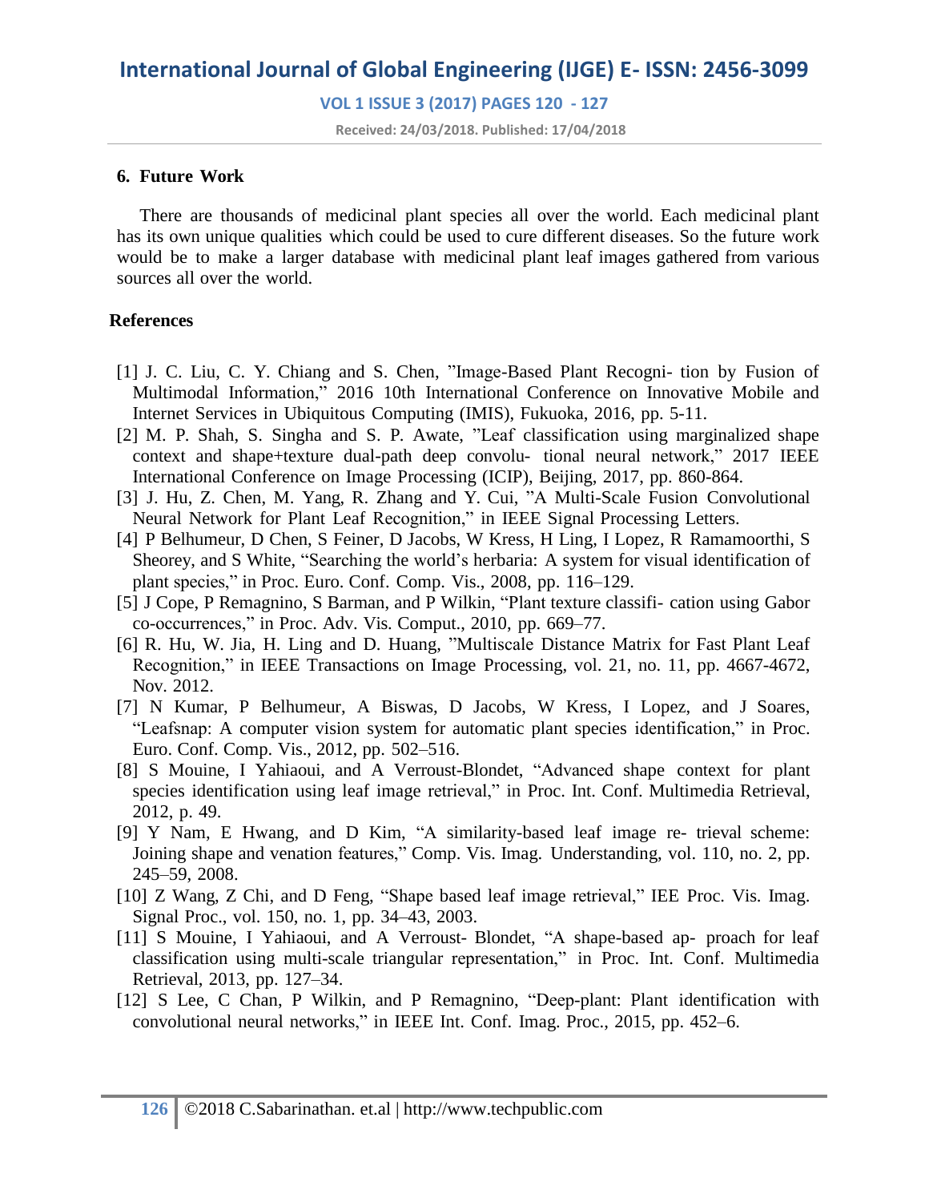## 6. Future Work

There are thousands of medicinal plant species all over the world. Each medicinal plant has its own unique qualities which could be used to cure different diseases. So the future work would be to make a larger database with medicinal plant leaf images gathered from various sources all over the world.

## References

[1] J. C. Liu, C. Y. Chiang and S. Chen, "Image-Based Plant Recogni- tion by Fusion of Multimodal Information," 2016 10th International Conference on Innovative Mobile and Internet Services in Ubiquitous Computing (IMIS), Fukuoka, 2016, pp. 5-11.

[2] M. P. Shah, S. Singha and S. P. Awate, "Leaf classification using marginalized shape context and shape+texture dual-path deep convolu- tional neural network," 2017 IEEE International Conference on Image Processing (ICIP), Beijing, 2017, pp. 860-864.

[3] J. Hu, Z. Chen, M. Yang, R. Zhang and Y. Cui, "A Multi-Scale Fusion Convolutional Neural Network for Plant Leaf Recognition," in IEEE Signal Processing Letters.

[4] P Belhumeur, D Chen, S Feiner, D Jacobs, W Kress, H Ling, I Lopez, R Ramamoorthi, S Sheorey, and S White, "Searching the world's herbaria: A system for visual identification of plant species," in Proc. Euro. Conf. Comp. Vis., 2008, pp. 116–129.

[5] J Cope, P Remagnino, S Barman, and P Wilkin, "Plant texture classifi- cation using Gabor co-occurrences," in Proc. Adv. Vis. Comput., 2010, pp. 669–77.

[6] R. Hu, W. Jia, H. Ling and D. Huang, "Multiscale Distance Matrix for Fast Plant Leaf Recognition," in IEEE Transactions on Image Processing, vol. 21, no. 11, pp. 4667-4672, Nov. 2012.

[7] N Kumar, P Belhumeur, A Biswas, D Jacobs, W Kress, I Lopez, and J Soares, "Leafsnap: A computer vision system for automatic plant species identification," in Proc. Euro. Conf. Comp. Vis., 2012, pp. 502–516.

[8] S Mouine, I Yahiaoui, and A Verroust-Blondet, "Advanced shape context for plant species identification using leaf image retrieval," in Proc. Int. Conf. Multimedia Retrieval, 2012, p. 49.

[9] Y Nam, E Hwang, and D Kim, "A similarity-based leaf image re- trieval scheme: Joining shape and venation features," Comp. Vis. Imag. Understanding, vol. 110, no. 2, pp. 245–59, 2008.

[10] Z Wang, Z Chi, and D Feng, "Shape based leaf image retrieval," IEE Proc. Vis. Imag. Signal Proc., vol. 150, no. 1, pp. 34–43, 2003.

[11] S Mouine, I Yahiaoui, and A Verroust- Blondet, "A shape-based ap- proach for leaf classification using multi-scale triangular representation," in Proc. Int. Conf. Multimedia Retrieval, 2013, pp. 127–34.

[12] S Lee, C Chan, P Wilkin, and P Remagnino, "Deep-plant: Plant identification with convolutional neural networks," in IEEE Int. Conf. Imag. Proc., 2015, pp. 452–6.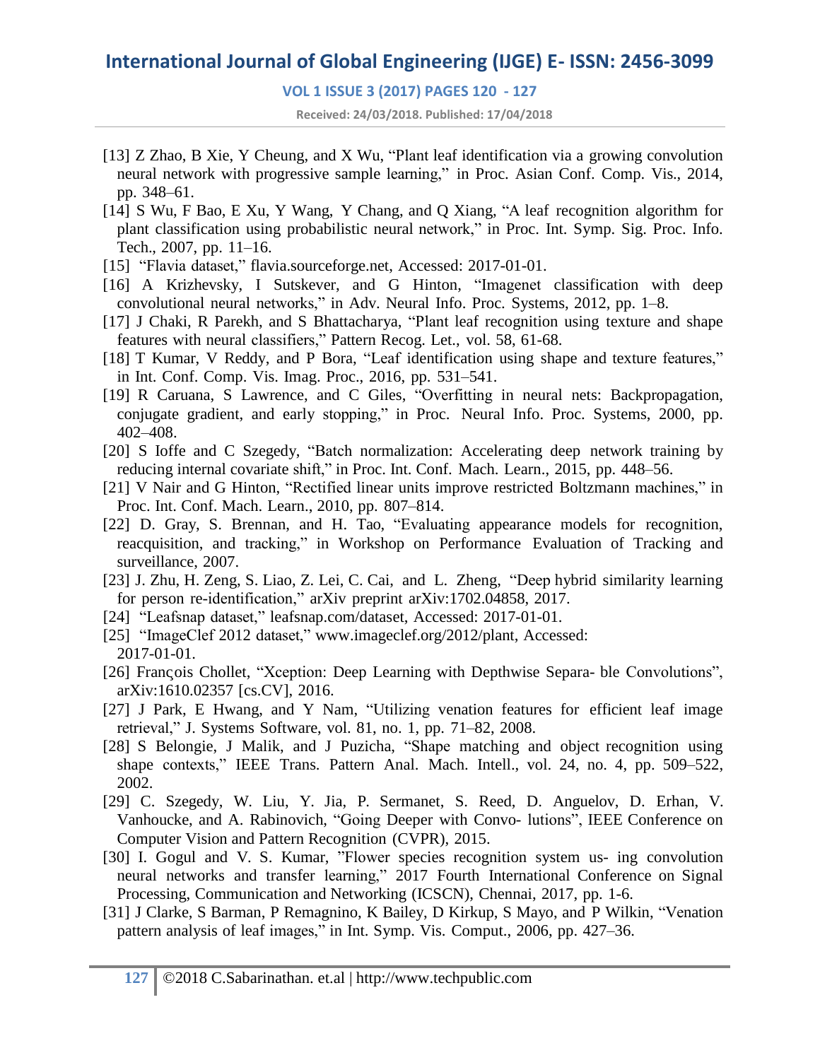[13] Z Zhao, B Xie, Y Cheung, and X Wu, "Plant leaf identification via a growing convolution neural network with progressive sample learning," in Proc. Asian Conf. Comp. Vis., 2014, pp. 348–61.

[14] S Wu, F Bao, E Xu, Y Wang, Y Chang, and Q Xiang, "A leaf recognition algorithm for plant classification using probabilistic neural network," in Proc. Int. Symp. Sig. Proc. Info. Tech., 2007, pp. 11–16.

[15] "Flavia dataset," flavia.sourceforge.net, Accessed: 2017-01-01.

[16] A Krizhevsky, I Sutskever, and G Hinton, "Imagenet classification with deep convolutional neural networks," in Adv. Neural Info. Proc. Systems, 2012, pp. 1–8.

[17] J Chaki, R Parekh, and S Bhattacharya, "Plant leaf recognition using texture and shape features with neural classifiers," Pattern Recog. Let., vol. 58, 61-68.

[18] T Kumar, V Reddy, and P Bora, "Leaf identification using shape and texture features," in Int. Conf. Comp. Vis. Imag. Proc., 2016, pp. 531–541.

[19] R Caruana, S Lawrence, and C Giles, "Overfitting in neural nets: Backpropagation, conjugate gradient, and early stopping," in Proc. Neural Info. Proc. Systems, 2000, pp. 402–408.

[20] S Ioffe and C Szegedy, "Batch normalization: Accelerating deep network training by reducing internal covariate shift," in Proc. Int. Conf. Mach. Learn., 2015, pp. 448–56.

[21] V Nair and G Hinton, "Rectified linear units improve restricted Boltzmann machines," in Proc. Int. Conf. Mach. Learn., 2010, pp. 807–814.

[22] D. Gray, S. Brennan, and H. Tao, "Evaluating appearance models for recognition, reacquisition, and tracking," in Workshop on Performance Evaluation of Tracking and surveillance, 2007.

[23] J. Zhu, H. Zeng, S. Liao, Z. Lei, C. Cai, and L. Zheng, "Deep hybrid similarity learning for person re-identification," arXiv preprint arXiv:1702.04858, 2017.

[24] "Leafsnap dataset," leafsnap.com/dataset, Accessed: 2017-01-01.

[25] "ImageClef 2012 dataset," www.imageclef.org/2012/plant, Accessed: 2017-01-01.

[26] François Chollet, "Xception: Deep Learning with Depthwise Separa- ble Convolutions", arXiv:1610.02357 [cs.CV], 2016.

[27] J Park, E Hwang, and Y Nam, "Utilizing venation features for efficient leaf image retrieval," J. Systems Software, vol. 81, no. 1, pp. 71–82, 2008.

[28] S Belongie, J Malik, and J Puzicha, "Shape matching and object recognition using shape contexts," IEEE Trans. Pattern Anal. Mach. Intell., vol. 24, no. 4, pp. 509–522, 2002.

[29] C. Szegedy, W. Liu, Y. Jia, P. Sermanet, S. Reed, D. Anguelov, D. Erhan, V. Vanhoucke, and A. Rabinovich, "Going Deeper with Convo- lutions", IEEE Conference on Computer Vision and Pattern Recognition (CVPR), 2015.

[30] I. Gogul and V. S. Kumar, "Flower species recognition system us- ing convolution neural networks and transfer learning," 2017 Fourth International Conference on Signal Processing, Communication and Networking (ICSCN), Chennai, 2017, pp. 1-6.

[31] J Clarke, S Barman, P Remagnino, K Bailey, D Kirkup, S Mayo, and P Wilkin, "Venation pattern analysis of leaf images," in Int. Symp. Vis. Comput., 2006, pp. 427–36.